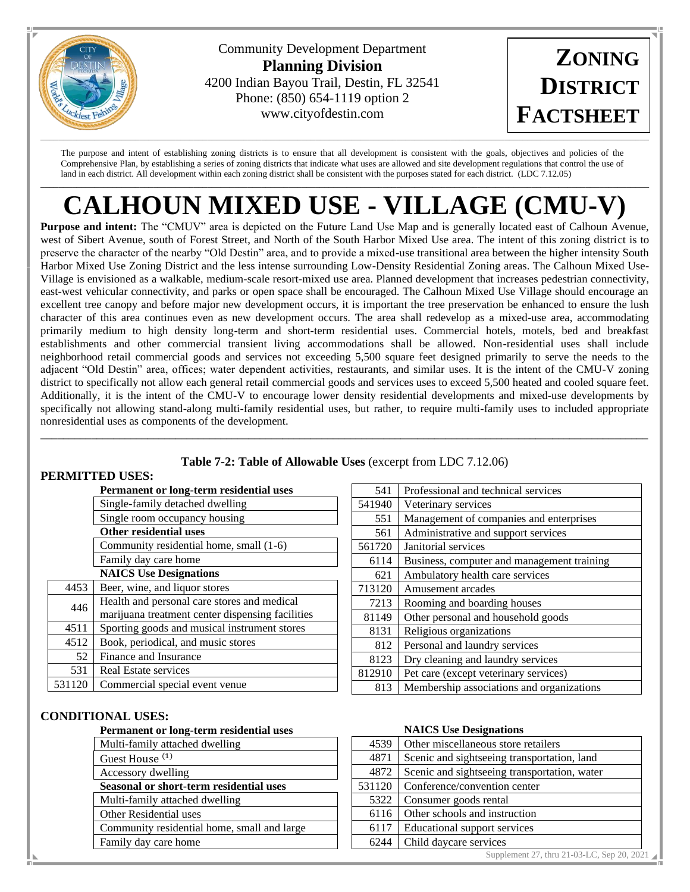Community Development Department
**Planning Division**
4200 Indian Bayou Trail, Destin, FL 32541
Phone: (850) 654-1119 option 2
www.cityofdestin.com

**ZONING DISTRICT FACTSHEET**

The purpose and intent of establishing zoning districts is to ensure that all development is consistent with the goals, objectives and policies of the Comprehensive Plan, by establishing a series of zoning districts that indicate what uses are allowed and site development regulations that control the use of land in each district. All development within each zoning district shall be consistent with the purposes stated for each district. (LDC 7.12.05)

# CALHOUN MIXED USE - VILLAGE (CMU-V)

**Purpose and intent:** The "CMUV" area is depicted on the Future Land Use Map and is generally located east of Calhoun Avenue, west of Sibert Avenue, south of Forest Street, and North of the South Harbor Mixed Use area. The intent of this zoning district is to preserve the character of the nearby "Old Destin" area, and to provide a mixed-use transitional area between the higher intensity South Harbor Mixed Use Zoning District and the less intense surrounding Low-Density Residential Zoning areas. The Calhoun Mixed Use-Village is envisioned as a walkable, medium-scale resort-mixed use area. Planned development that increases pedestrian connectivity, east-west vehicular connectivity, and parks or open space shall be encouraged. The Calhoun Mixed Use Village should encourage an excellent tree canopy and before major new development occurs, it is important the tree preservation be enhanced to ensure the lush character of this area continues even as new development occurs. The area shall redevelop as a mixed-use area, accommodating primarily medium to high density long-term and short-term residential uses. Commercial hotels, motels, bed and breakfast establishments and other commercial transient living accommodations shall be allowed. Non-residential uses shall include neighborhood retail commercial goods and services not exceeding 5,500 square feet designed primarily to serve the needs to the adjacent "Old Destin" area, offices; water dependent activities, restaurants, and similar uses. It is the intent of the CMU-V zoning district to specifically not allow each general retail commercial goods and services uses to exceed 5,500 heated and cooled square feet. Additionally, it is the intent of the CMU-V to encourage lower density residential developments and mixed-use developments by specifically not allowing stand-along multi-family residential uses, but rather, to require multi-family uses to included appropriate nonresidential uses as components of the development.

**Table 7-2: Table of Allowable Uses** (excerpt from LDC 7.12.06)

## PERMITTED USES:

| | |
|---|---|
| | **Permanent or long-term residential uses** |
| | Single-family detached dwelling |
| | Single room occupancy housing |
| | **Other residential uses** |
| | Community residential home, small (1-6) |
| | Family day care home |
| | **NAICS Use Designations** |
| 4453 | Beer, wine, and liquor stores |
| 446 | Health and personal care stores and medical marijuana treatment center dispensing facilities |
| 4511 | Sporting goods and musical instrument stores |
| 4512 | Book, periodical, and music stores |
| 52 | Finance and Insurance |
| 531 | Real Estate services |
| 531120 | Commercial special event venue |
| 541 | Professional and technical services |
| 541940 | Veterinary services |
| 551 | Management of companies and enterprises |
| 561 | Administrative and support services |
| 561720 | Janitorial services |
| 6114 | Business, computer and management training |
| 621 | Ambulatory health care services |
| 713120 | Amusement arcades |
| 7213 | Rooming and boarding houses |
| 81149 | Other personal and household goods |
| 8131 | Religious organizations |
| 812 | Personal and laundry services |
| 8123 | Dry cleaning and laundry services |
| 812910 | Pet care (except veterinary services) |
| 813 | Membership associations and organizations |

## CONDITIONAL USES:

| | |
|---|---|
| | **Permanent or long-term residential uses** |
| | Multi-family attached dwelling |
| | Guest House [(1)] |
| | Accessory dwelling |
| | **Seasonal or short-term residential uses** |
| | Multi-family attached dwelling |
| | Other Residential uses |
| | Community residential home, small and large |
| | Family day care home |
| | **NAICS Use Designations** |
| 4539 | Other miscellaneous store retailers |
| 4871 | Scenic and sightseeing transportation, land |
| 4872 | Scenic and sightseeing transportation, water |
| 531120 | Conference/convention center |
| 5322 | Consumer goods rental |
| 6116 | Other schools and instruction |
| 6117 | Educational support services |
| 6244 | Child daycare services |

Supplement 27, thru 21-03-LC, Sep 20, 2021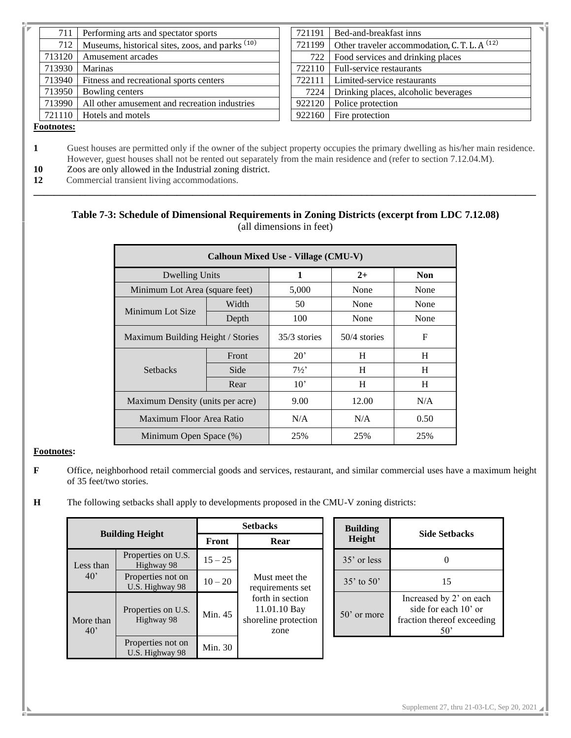| | |
|---|---|
| 711 | Performing arts and spectator sports |
| 712 | Museums, historical sites, zoos, and parks [10] |
| 713120 | Amusement arcades |
| 713930 | Marinas |
| 713940 | Fitness and recreational sports centers |
| 713950 | Bowling centers |
| 713990 | All other amusement and recreation industries |
| 721110 | Hotels and motels |
| 721191 | Bed-and-breakfast inns |
| 721199 | Other traveler accommodation, C. T. L. A [12] |
| 722 | Food services and drinking places |
| 722110 | Full-service restaurants |
| 722111 | Limited-service restaurants |
| 7224 | Drinking places, alcoholic beverages |
| 922120 | Police protection |
| 922160 | Fire protection |

**Footnotes:**

**1** Guest houses are permitted only if the owner of the subject property occupies the primary dwelling as his/her main residence. However, guest houses shall not be rented out separately from the main residence and (refer to section 7.12.04.M).

**10** Zoos are only allowed in the Industrial zoning district.

**12** Commercial transient living accommodations.

---

**Table 7-3: Schedule of Dimensional Requirements in Zoning Districts (excerpt from LDC 7.12.08)**
(all dimensions in feet)

| Calhoun Mixed Use - Village (CMU-V) | | | | |
|---|---|---|---|---|
| Dwelling Units | | 1 | 2+ | Non |
| Minimum Lot Area (square feet) | | 5,000 | None | None |
| Minimum Lot Size | Width | 50 | None | None |
| | Depth | 100 | None | None |
| Maximum Building Height / Stories | | 35/3 stories | 50/4 stories | F |
| Setbacks | Front | 20’ | H | H |
| | Side | 7½’ | H | H |
| | Rear | 10’ | H | H |
| Maximum Density (units per acre) | | 9.00 | 12.00 | N/A |
| Maximum Floor Area Ratio | | N/A | N/A | 0.50 |
| Minimum Open Space (%) | | 25% | 25% | 25% |

**Footnotes:**

**F** Office, neighborhood retail commercial goods and services, restaurant, and similar commercial uses have a maximum height of 35 feet/two stories.

**H** The following setbacks shall apply to developments proposed in the CMU-V zoning districts:

| Building Height | | Setbacks | |
|---|---|---|---|
| | | Front | Rear |
| Less than 40’ | Properties on U.S. Highway 98 | 15 – 25 | Must meet the requirements set forth in section 11.01.10 Bay shoreline protection zone |
| | Properties not on U.S. Highway 98 | 10 – 20 | |
| More than 40’ | Properties on U.S. Highway 98 | Min. 45 | |
| | Properties not on U.S. Highway 98 | Min. 30 | |

| Building Height | Side Setbacks |
|---|---|
| 35’ or less | 0 |
| 35’ to 50’ | 15 |
| 50’ or more | Increased by 2’ on each side for each 10’ or fraction thereof exceeding 50’ |